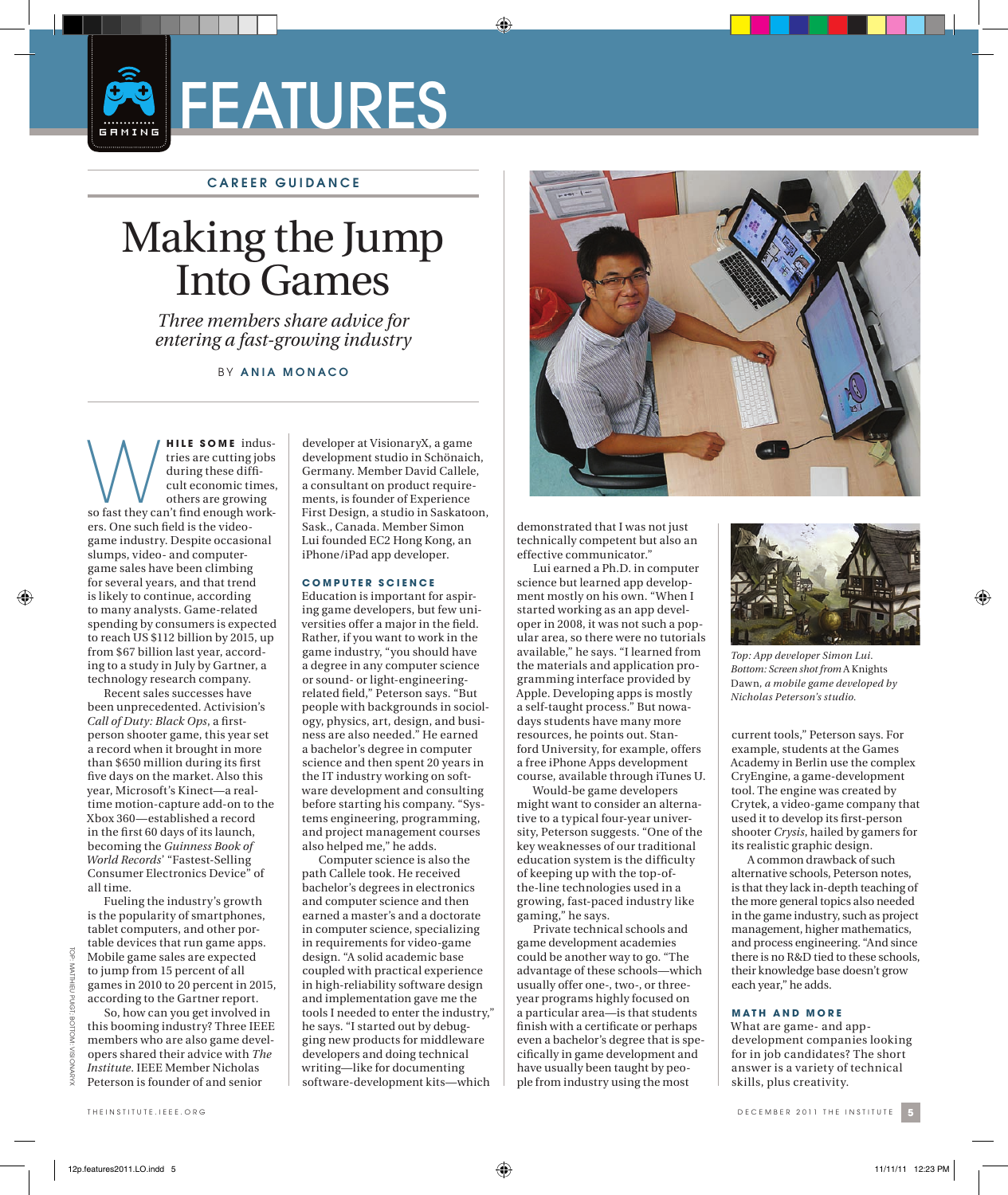FEATURES

GAMING

CAREER GUIDANCE

# Making the Jump Into Games

*Three members share advice for entering a fast-growing industry*

BY **ANIA MONACO**

**WHILE SOME** industries are cutting jobs during these difficult economic times, others are growing so fast they can't find enough workers. One such field is the video-game industry. Despite occasional slumps, video- and computer-game sales have been climbing for several years, and that trend is likely to continue, according to many analysts. Game-related spending by consumers is expected to reach US $112 billion by 2015, up from $67 billion last year, according to a study in July by Gartner, a technology research company.

Recent sales successes have been unprecedented. Activision's *Call of Duty: Black Ops*, a first-person shooter game, this year set a record when it brought in more than $650 million during its first five days on the market. Also this year, Microsoft's Kinect—a real-time motion-capture add-on to the Xbox 360—established a record in the first 60 days of its launch, becoming the *Guinness Book of World Records*' "Fastest-Selling Consumer Electronics Device" of all time.

Fueling the industry's growth is the popularity of smartphones, tablet computers, and other portable devices that run game apps. Mobile game sales are expected to jump from 15 percent of all games in 2010 to 20 percent in 2015, according to the Gartner report.

So, how can you get involved in this booming industry? Three IEEE members who are also game developers shared their advice with *The Institute*. IEEE Member Nicholas Peterson is founder of and senior developer at VisionaryX, a game development studio in Schönaich, Germany. Member David Callele, a consultant on product requirements, is founder of Experience First Design, a studio in Saskatoon, Sask., Canada. Member Simon Lui founded EC2 Hong Kong, an iPhone/iPad app developer.

### COMPUTER SCIENCE

Education is important for aspiring game developers, but few universities offer a major in the field. Rather, if you want to work in the game industry, "you should have a degree in any computer science or sound- or light-engineering-related field," Peterson says. "But people with backgrounds in sociology, physics, art, design, and business are also needed." He earned a bachelor's degree in computer science and then spent 20 years in the IT industry working on software development and consulting before starting his company. "Systems engineering, programming, and project management courses also helped me," he adds.

Computer science is also the path Callele took. He received bachelor's degrees in electronics and computer science and then earned a master's and a doctorate in computer science, specializing in requirements for video-game design. "A solid academic base coupled with practical experience in high-reliability software design and implementation gave me the tools I needed to enter the industry," he says. "I started out by debugging new products for middleware developers and doing technical writing—like for documenting software-development kits—which demonstrated that I was not just technically competent but also an effective communicator."

Lui earned a Ph.D. in computer science but learned app development mostly on his own. "When I started working as an app developer in 2008, it was not such a popular area, so there were no tutorials available," he says. "I learned from the materials and application programming interface provided by Apple. Developing apps is mostly a self-taught process." But nowadays students have many more resources, he points out. Stanford University, for example, offers a free iPhone Apps development course, available through iTunes U.

Would-be game developers might want to consider an alternative to a typical four-year university, Peterson suggests. "One of the key weaknesses of our traditional education system is the difficulty of keeping up with the top-of-the-line technologies used in a growing, fast-paced industry like gaming," he says.

Private technical schools and game development academies could be another way to go. "The advantage of these schools—which usually offer one-, two-, or three-year programs highly focused on a particular area—is that students finish with a certificate or perhaps even a bachelor's degree that is specifically in game development and have usually been taught by people from industry using the most current tools," Peterson says. For example, students at the Games Academy in Berlin use the complex CryEngine, a game-development tool. The engine was created by Crytek, a video-game company that used it to develop its first-person shooter *Crysis*, hailed by gamers for its realistic graphic design.

A common drawback of such alternative schools, Peterson notes, is that they lack in-depth teaching of the more general topics also needed in the game industry, such as project management, higher mathematics, and process engineering. "And since there is no R&D tied to these schools, their knowledge base doesn't grow each year," he adds.

*Top: App developer Simon Lui. Bottom: Screen shot from* A Knights Dawn, *a mobile game developed by Nicholas Peterson's studio.*

TOP: MATHIEU PUGT; BOTTOM: VISIONARYX

### MATH AND MORE

What are game- and app-development companies looking for in job candidates? The short answer is a variety of technical skills, plus creativity.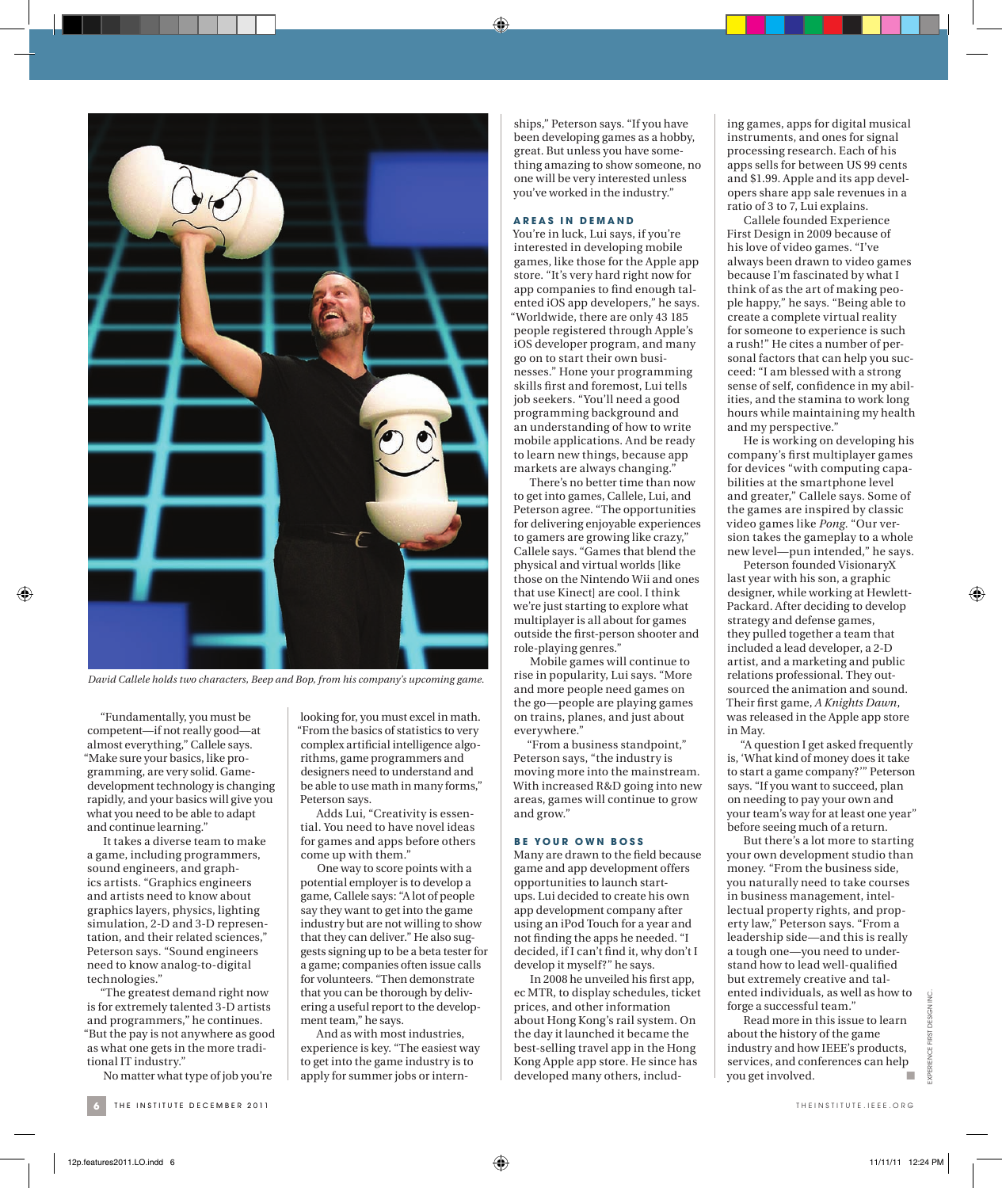*David Callele holds two characters, Beep and Bop, from his company's upcoming game.*

"Fundamentally, you must be competent—if not really good—at almost everything," Callele says. "Make sure your basics, like programming, are very solid. Game-development technology is changing rapidly, and your basics will give you what you need to be able to adapt and continue learning."

It takes a diverse team to make a game, including programmers, sound engineers, and graphics artists. "Graphics engineers and artists need to know about graphics layers, physics, lighting simulation, 2-D and 3-D representation, and their related sciences," Peterson says. "Sound engineers need to know analog-to-digital technologies."

"The greatest demand right now is for extremely talented 3-D artists and programmers," he continues. "But the pay is not anywhere as good as what one gets in the more traditional IT industry."

No matter what type of job you're looking for, you must excel in math. "From the basics of statistics to very complex artificial intelligence algorithms, game programmers and designers need to understand and be able to use math in many forms," Peterson says.

Adds Lui, "Creativity is essential. You need to have novel ideas for games and apps before others come up with them."

One way to score points with a potential employer is to develop a game, Callele says: "A lot of people say they want to get into the game industry but are not willing to show that they can deliver." He also suggests signing up to be a beta tester for a game; companies often issue calls for volunteers. "Then demonstrate that you can be thorough by delivering a useful report to the development team," he says.

And as with most industries, experience is key. "The easiest way to get into the game industry is to apply for summer jobs or internships," Peterson says. "If you have been developing games as a hobby, great. But unless you have something amazing to show someone, no one will be very interested unless you've worked in the industry."

## AREAS IN DEMAND

You're in luck, Lui says, if you're interested in developing mobile games, like those for the Apple app store. "It's very hard right now for app companies to find enough talented iOS app developers," he says. "Worldwide, there are only 43 185 people registered through Apple's iOS developer program, and many go on to start their own businesses." Hone your programming skills first and foremost, Lui tells job seekers. "You'll need a good programming background and an understanding of how to write mobile applications. And be ready to learn new things, because app markets are always changing."

There's no better time than now to get into games, Callele, Lui, and Peterson agree. "The opportunities for delivering enjoyable experiences to gamers are growing like crazy," Callele says. "Games that blend the physical and virtual worlds [like those on the Nintendo Wii and ones that use Kinect] are cool. I think we're just starting to explore what multiplayer is all about for games outside the first-person shooter and role-playing genres."

Mobile games will continue to rise in popularity, Lui says. "More and more people need games on the go—people are playing games on trains, planes, and just about everywhere."

"From a business standpoint," Peterson says, "the industry is moving more into the mainstream. With increased R&D going into new areas, games will continue to grow and grow."

## BE YOUR OWN BOSS

Many are drawn to the field because game and app development offers opportunities to launch start-ups. Lui decided to create his own app development company after using an iPod Touch for a year and not finding the apps he needed. "I decided, if I can't find it, why don't I develop it myself?" he says.

In 2008 he unveiled his first app, ec MTR, to display schedules, ticket prices, and other information about Hong Kong's rail system. On the day it launched it became the best-selling travel app in the Hong Kong Apple app store. He since has developed many others, including games, apps for digital musical instruments, and ones for signal processing research. Each of his apps sells for between US 99 cents and $1.99. Apple and its app developers share app sale revenues in a ratio of 3 to 7, Lui explains.

Callele founded Experience First Design in 2009 because of his love of video games. "I've always been drawn to video games because I'm fascinated by what I think of as the art of making people happy," he says. "Being able to create a complete virtual reality for someone to experience is such a rush!" He cites a number of personal factors that can help you succeed: "I am blessed with a strong sense of self, confidence in my abilities, and the stamina to work long hours while maintaining my health and my perspective."

He is working on developing his company's first multiplayer games for devices "with computing capabilities at the smartphone level and greater," Callele says. Some of the games are inspired by classic video games like *Pong*. "Our version takes the gameplay to a whole new level—pun intended," he says.

Peterson founded VisionaryX last year with his son, a graphic designer, while working at Hewlett-Packard. After deciding to develop strategy and defense games, they pulled together a team that included a lead developer, a 2-D artist, and a marketing and public relations professional. They outsourced the animation and sound. Their first game, *A Knights Dawn*, was released in the Apple app store in May.

"A question I get asked frequently is, 'What kind of money does it take to start a game company?'" Peterson says. "If you want to succeed, plan on needing to pay your own and your team's way for at least one year" before seeing much of a return.

But there's a lot more to starting your own development studio than money. "From the business side, you naturally need to take courses in business management, intellectual property rights, and property law," Peterson says. "From a leadership side—and this is really a tough one—you need to understand how to lead well-qualified but extremely creative and talented individuals, as well as how to forge a successful team."

Read more in this issue to learn about the history of the game industry and how IEEE's products, services, and conferences can help you get involved. ■

EXPERIENCE FIRST DESIGN INC.